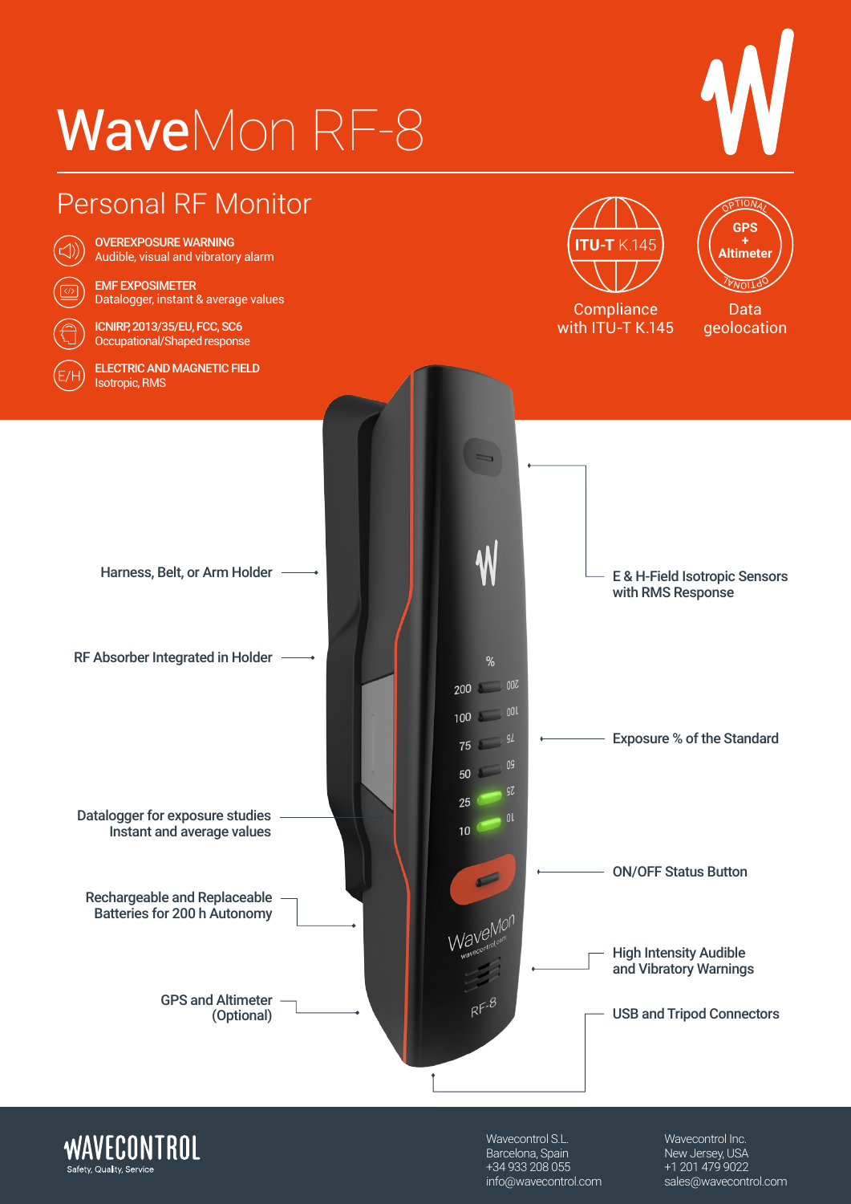# WaveMon RF-8

## Personal RF Monitor

- **OVEREXPOSURE WARNING**
  Audible, visual and vibratory alarm
- **EMF EXPOSIMETER**
  Datalogger, instant & average values
- **ICNIRP, 2013/35/EU, FCC, SC6**
  Occupational/Shaped response
- **ELECTRIC AND MAGNETIC FIELD**
  Isotropic, RMS

**ITU-T K.145** — Compliance with ITU-T K.145

**OPTIONAL — GPS + Altimeter** — Data geolocation

- Harness, Belt, or Arm Holder
- RF Absorber Integrated in Holder
- Datalogger for exposure studies Instant and average values
- Rechargeable and Replaceable Batteries for 200 h Autonomy
- GPS and Altimeter (Optional)
- E & H-Field Isotropic Sensors with RMS Response
- Exposure % of the Standard
- ON/OFF Status Button
- High Intensity Audible and Vibratory Warnings
- USB and Tripod Connectors

**WAVECONTROL**
Safety, Quality, Service

Wavecontrol S.L.
Barcelona, Spain
+34 933 208 055
info@wavecontrol.com

Wavecontrol Inc.
New Jersey, USA
+1 201 479 9022
sales@wavecontrol.com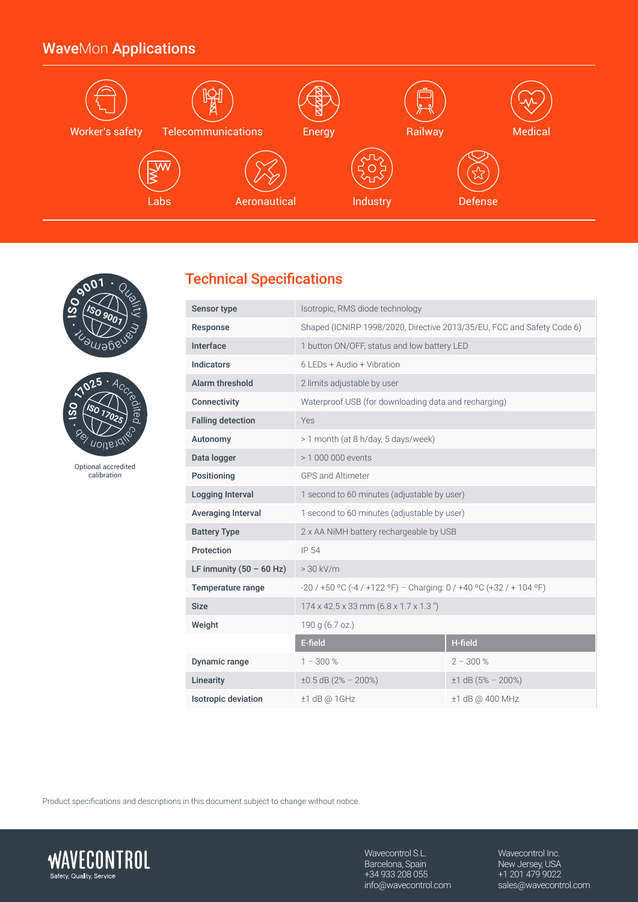## **Wave**Mon **Applications**

Worker's safety, Telecommunications, Energy, Railway, Medical, Labs, Aeronautical, Industry, Defense

ISO 9001 · Quality management

ISO 17025 · Accredited calibration lab

Optional accredited calibration

## Technical Specifications

| | | |
|---|---|---|
| **Sensor type** | Isotropic, RMS diode technology | |
| **Response** | Shaped (ICNIRP 1998/2020, Directive 2013/35/EU, FCC and Safety Code 6) | |
| **Interface** | 1 button ON/OFF, status and low battery LED | |
| **Indicators** | 6 LEDs + Audio + Vibration | |
| **Alarm threshold** | 2 limits adjustable by user | |
| **Connectivity** | Waterproof USB (for downloading data and recharging) | |
| **Falling detection** | Yes | |
| **Autonomy** | > 1 month (at 8 h/day, 5 days/week) | |
| **Data logger** | > 1 000 000 events | |
| **Positioning** | GPS and Altimeter | |
| **Logging Interval** | 1 second to 60 minutes (adjustable by user) | |
| **Averaging Interval** | 1 second to 60 minutes (adjustable by user) | |
| **Battery Type** | 2 x AA NiMH battery rechargeable by USB | |
| **Protection** | IP 54 | |
| **LF inmunity (50 – 60 Hz)** | > 30 kV/m | |
| **Temperature range** | -20 / +50 ºC (-4 / +122 ºF) – Charging: 0 / +40 ºC (+32 / + 104 ºF) | |
| **Size** | 174 x 42.5 x 33 mm (6.8 x 1.7 x 1.3 ") | |
| **Weight** | 190 g (6.7 oz.) | |
| | **E-field** | **H-field** |
| **Dynamic range** | 1 – 300 % | 2 – 300 % |
| **Linearity** | ±0.5 dB (2% – 200%) | ±1 dB (5% – 200%) |
| **Isotropic deviation** | ±1 dB @ 1GHz | ±1 dB @ 400 MHz |

Product specifications and descriptions in this document subject to change without notice.

**WAVECONTROL**
Safety, Quality, Service

Wavecontrol S.L.
Barcelona, Spain
+34 933 208 055
info@wavecontrol.com

Wavecontrol Inc.
New Jersey, USA
+1 201 479 9022
sales@wavecontrol.com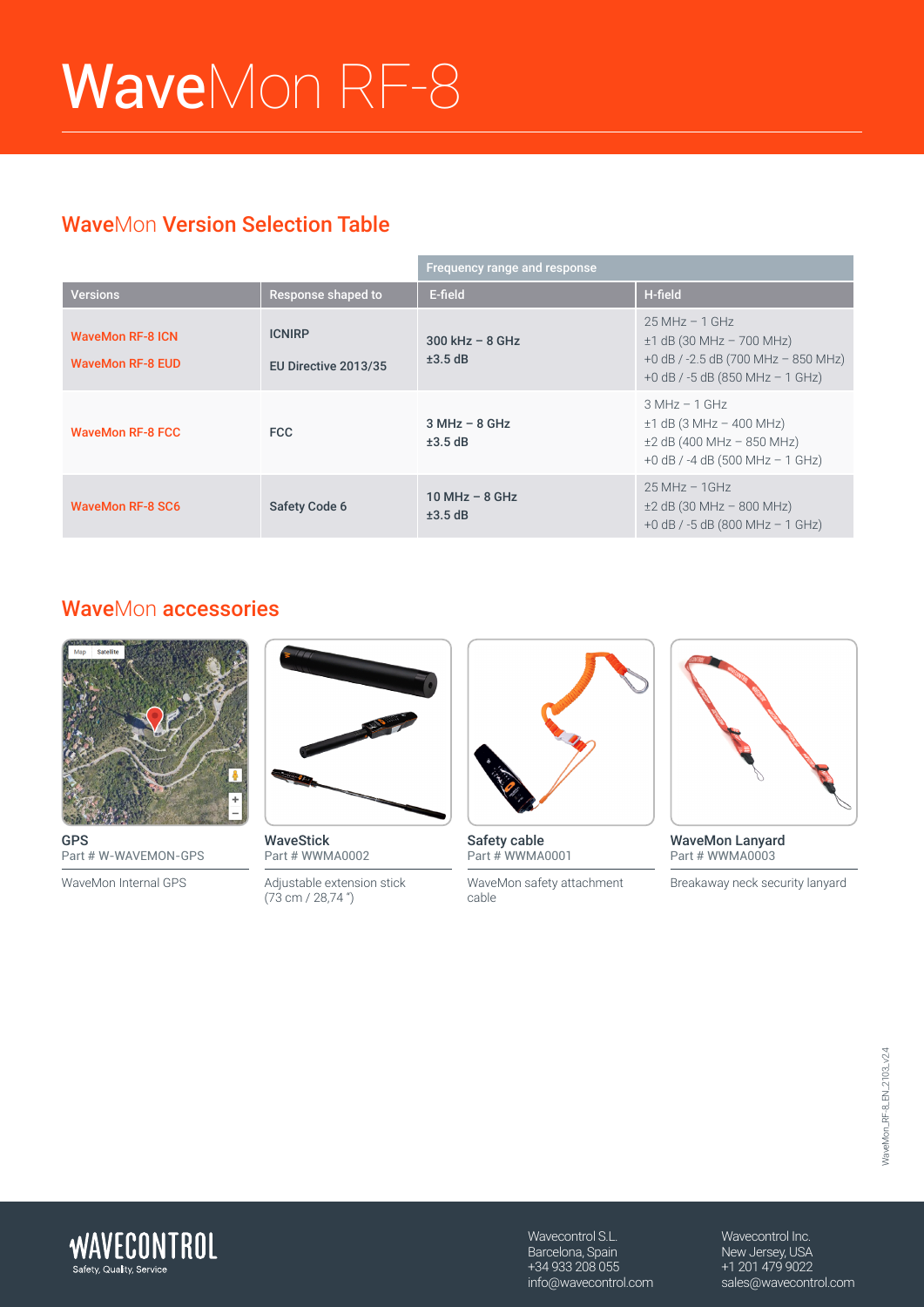# WaveMon RF-8

## WaveMon Version Selection Table

| | | Frequency range and response | |
|---|---|---|---|
| Versions | Response shaped to | E-field | H-field |
| WaveMon RF-8 ICN<br>WaveMon RF-8 EUD | ICNIRP<br>EU Directive 2013/35 | 300 kHz – 8 GHz<br>±3.5 dB | 25 MHz – 1 GHz<br>±1 dB (30 MHz – 700 MHz)<br>+0 dB / -2.5 dB (700 MHz – 850 MHz)<br>+0 dB / -5 dB (850 MHz – 1 GHz) |
| WaveMon RF-8 FCC | FCC | 3 MHz – 8 GHz<br>±3.5 dB | 3 MHz – 1 GHz<br>±1 dB (3 MHz – 400 MHz)<br>±2 dB (400 MHz – 850 MHz)<br>+0 dB / -4 dB (500 MHz – 1 GHz) |
| WaveMon RF-8 SC6 | Safety Code 6 | 10 MHz – 8 GHz<br>±3.5 dB | 25 MHz – 1GHz<br>±2 dB (30 MHz – 800 MHz)<br>+0 dB / -5 dB (800 MHz – 1 GHz) |

## WaveMon accessories

**GPS**
Part # W-WAVEMON-GPS

WaveMon Internal GPS

**WaveStick**
Part # WWMA0002

Adjustable extension stick (73 cm / 28,74 ")

**Safety cable**
Part # WWMA0001

WaveMon safety attachment cable

**WaveMon Lanyard**
Part # WWMA0003

Breakaway neck security lanyard

WaveMon_RF-8_EN_2103_v24

WAVECONTROL
Safety, Quality, Service

Wavecontrol S.L.
Barcelona, Spain
+34 933 208 055
info@wavecontrol.com

Wavecontrol Inc.
New Jersey, USA
+1 201 479 9022
sales@wavecontrol.com